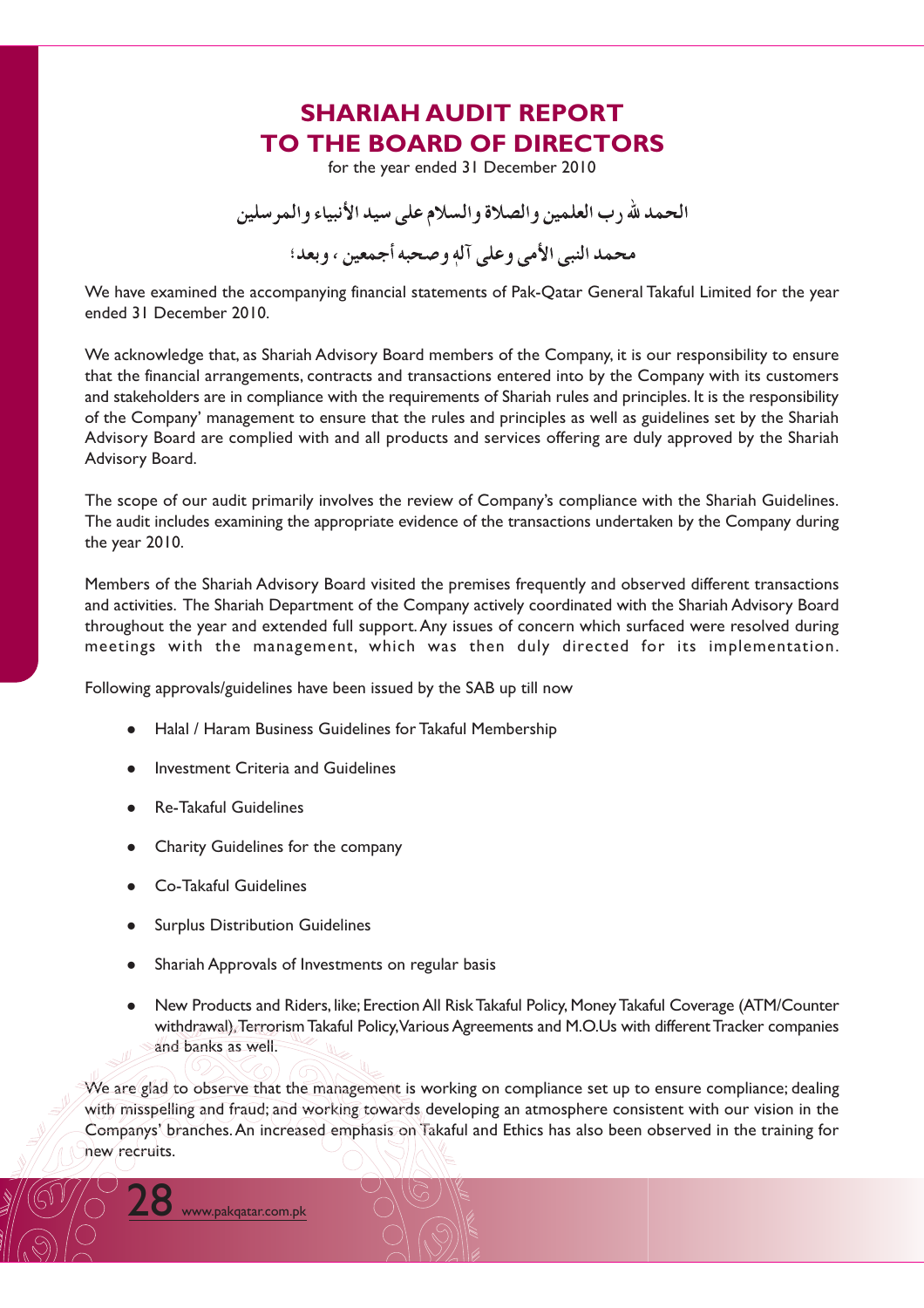# SHARIAH AUDIT REPORT TO THE BOARD OF DIRECTORS

for the year ended 31 December 2010

الحمد لله رب العلمين والصلاة والسلام على سيد الأنبياء والمرسلين

محمد النبی الأمی وعلى آلہٖ وصحبه أجمعين ، وبعد؛

We have examined the accompanying financial statements of Pak-Qatar General Takaful Limited for the year ended 31 December 2010.

We acknowledge that, as Shariah Advisory Board members of the Company, it is our responsibility to ensure that the financial arrangements, contracts and transactions entered into by the Company with its customers and stakeholders are in compliance with the requirements of Shariah rules and principles. It is the responsibility of the Company' management to ensure that the rules and principles as well as guidelines set by the Shariah Advisory Board are complied with and all products and services offering are duly approved by the Shariah Advisory Board.

The scope of our audit primarily involves the review of Company's compliance with the Shariah Guidelines. The audit includes examining the appropriate evidence of the transactions undertaken by the Company during the year 2010.

Members of the Shariah Advisory Board visited the premises frequently and observed different transactions and activities. The Shariah Department of the Company actively coordinated with the Shariah Advisory Board throughout the year and extended full support. Any issues of concern which surfaced were resolved during meetings with the management, which was then duly directed for its implementation.

Following approvals/guidelines have been issued by the SAB up till now

- Halal / Haram Business Guidelines for Takaful Membership
- Investment Criteria and Guidelines
- Re-Takaful Guidelines
- Charity Guidelines for the company
- Co-Takaful Guidelines
- Surplus Distribution Guidelines
- Shariah Approvals of Investments on regular basis
- New Products and Riders, like; Erection All Risk Takaful Policy, Money Takaful Coverage (ATM/Counter withdrawal), Terrorism Takaful Policy, Various Agreements and M.O.Us with different Tracker companies and banks as well.

We are glad to observe that the management is working on compliance set up to ensure compliance; dealing with misspelling and fraud; and working towards developing an atmosphere consistent with our vision in the Companys' branches. An increased emphasis on Takaful and Ethics has also been observed in the training for new recruits.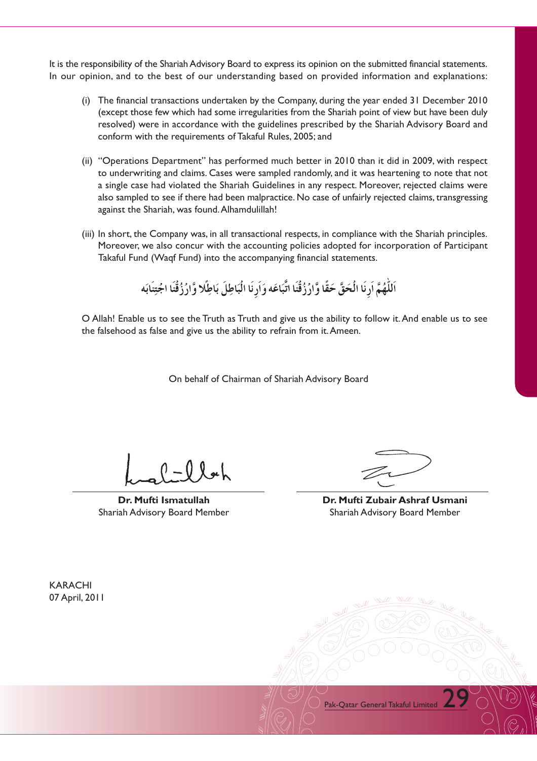It is the responsibility of the Shariah Advisory Board to express its opinion on the submitted financial statements. In our opinion, and to the best of our understanding based on provided information and explanations:

(i) The financial transactions undertaken by the Company, during the year ended 31 December 2010 (except those few which had some irregularities from the Shariah point of view but have been duly resolved) were in accordance with the guidelines prescribed by the Shariah Advisory Board and conform with the requirements of Takaful Rules, 2005; and

(ii) "Operations Department" has performed much better in 2010 than it did in 2009, with respect to underwriting and claims. Cases were sampled randomly, and it was heartening to note that not a single case had violated the Shariah Guidelines in any respect. Moreover, rejected claims were also sampled to see if there had been malpractice. No case of unfairly rejected claims, transgressing against the Shariah, was found. Alhamdulillah!

(iii) In short, the Company was, in all transactional respects, in compliance with the Shariah principles. Moreover, we also concur with the accounting policies adopted for incorporation of Participant Takaful Fund (Waqf Fund) into the accompanying financial statements.

اَللّٰهُمَّ اَرِنَا الْحَقَّ حَقًّا وَّارْزُقْنَا اتِّبَاعَه وَاَرِنَا الْبَاطِلَ بَاطِلًا وَّارْزُقْنَا اجْتِنَابَه

O Allah! Enable us to see the Truth as Truth and give us the ability to follow it. And enable us to see the falsehood as false and give us the ability to refrain from it. Ameen.

On behalf of Chairman of Shariah Advisory Board

**Dr. Mufti Ismatullah**
Shariah Advisory Board Member

**Dr. Mufti Zubair Ashraf Usmani**
Shariah Advisory Board Member

KARACHI
07 April, 2011